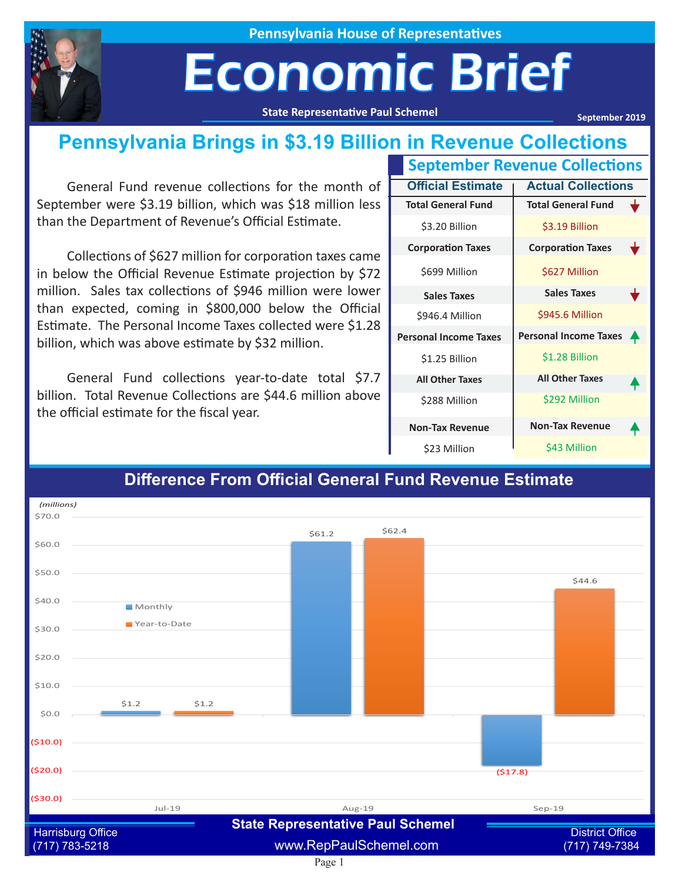Pennsylvania House of Representatives

# Economic Brief

State Representative Paul Schemel

September 2019

## Pennsylvania Brings in $3.19 Billion in Revenue Collections

General Fund revenue collections for the month of September were $3.19 billion, which was $18 million less than the Department of Revenue's Official Estimate.

Collections of $627 million for corporation taxes came in below the Official Revenue Estimate projection by $72 million. Sales tax collections of $946 million were lower than expected, coming in $800,000 below the Official Estimate. The Personal Income Taxes collected were $1.28 billion, which was above estimate by $32 million.

General Fund collections year-to-date total $7.7 billion. Total Revenue Collections are $44.6 million above the official estimate for the fiscal year.

### September Revenue Collections

| | Official Estimate | Actual Collections |
|---|---|---|
| Total General Fund | $3.20 Billion | $3.19 Billion ↓ |
| Corporation Taxes | $699 Million | $627 Million ↓ |
| Sales Taxes | $946.4 Million | $945.6 Million ↓ |
| Personal Income Taxes | $1.25 Billion | $1.28 Billion ↑ |
| All Other Taxes | $288 Million | $292 Million ↑ |
| Non-Tax Revenue | $23 Million | $43 Million ↑ |

### Difference From Official General Fund Revenue Estimate

(millions)

| | Monthly | Year-to-Date |
|---|---|---|
| Jul-19 | $1.2 | $1.2 |
| Aug-19 | $61.2 | $62.4 |
| Sep-19 | ($17.8) | $44.6 |

State Representative Paul Schemel

Harrisburg Office (717) 783-5218

www.RepPaulSchemel.com

District Office (717) 749-7384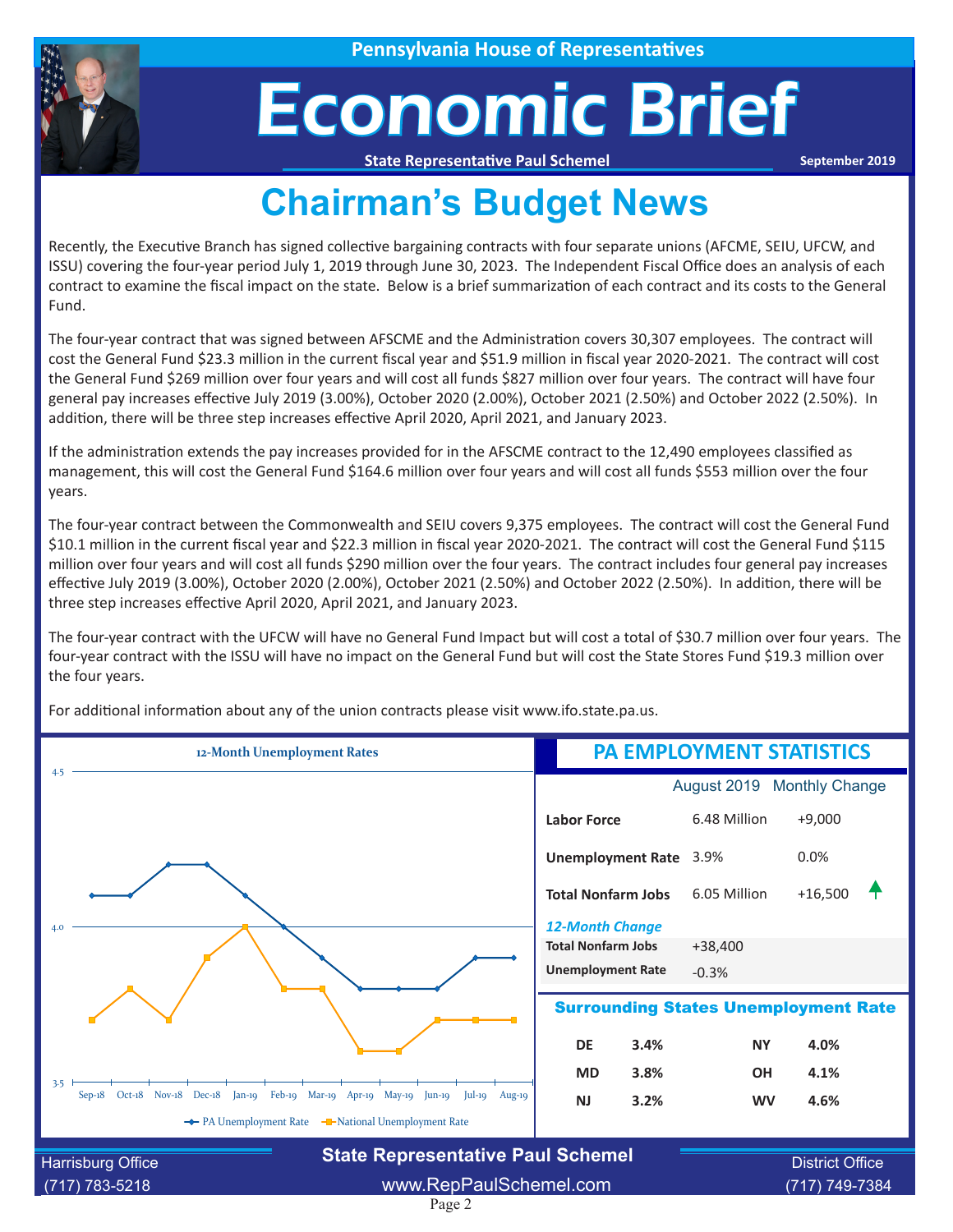Pennsylvania House of Representatives

# Economic Brief

State Representative Paul Schemel

September 2019

## Chairman's Budget News

Recently, the Executive Branch has signed collective bargaining contracts with four separate unions (AFCME, SEIU, UFCW, and ISSU) covering the four-year period July 1, 2019 through June 30, 2023. The Independent Fiscal Office does an analysis of each contract to examine the fiscal impact on the state. Below is a brief summarization of each contract and its costs to the General Fund.

The four-year contract that was signed between AFSCME and the Administration covers 30,307 employees. The contract will cost the General Fund $23.3 million in the current fiscal year and $51.9 million in fiscal year 2020-2021. The contract will cost the General Fund $269 million over four years and will cost all funds $827 million over four years. The contract will have four general pay increases effective July 2019 (3.00%), October 2020 (2.00%), October 2021 (2.50%) and October 2022 (2.50%). In addition, there will be three step increases effective April 2020, April 2021, and January 2023.

If the administration extends the pay increases provided for in the AFSCME contract to the 12,490 employees classified as management, this will cost the General Fund $164.6 million over four years and will cost all funds $553 million over the four years.

The four-year contract between the Commonwealth and SEIU covers 9,375 employees. The contract will cost the General Fund $10.1 million in the current fiscal year and $22.3 million in fiscal year 2020-2021. The contract will cost the General Fund $115 million over four years and will cost all funds $290 million over the four years. The contract includes four general pay increases effective July 2019 (3.00%), October 2020 (2.00%), October 2021 (2.50%) and October 2022 (2.50%). In addition, there will be three step increases effective April 2020, April 2021, and January 2023.

The four-year contract with the UFCW will have no General Fund Impact but will cost a total of $30.7 million over four years. The four-year contract with the ISSU will have no impact on the General Fund but will cost the State Stores Fund $19.3 million over the four years.

For additional information about any of the union contracts please visit www.ifo.state.pa.us.

**12-Month Unemployment Rates**

4.5
4.0
3.5

Sep-18 Oct-18 Nov-18 Dec-18 Jan-19 Feb-19 Mar-19 Apr-19 May-19 Jun-19 Jul-19 Aug-19

PA Unemployment Rate — National Unemployment Rate

## PA EMPLOYMENT STATISTICS

| | August 2019 | Monthly Change |
|---|---|---|
| **Labor Force** | 6.48 Million | +9,000 |
| **Unemployment Rate** | 3.9% | 0.0% |
| **Total Nonfarm Jobs** | 6.05 Million | +16,500 ↑ |

*12-Month Change*

| | |
|---|---|
| **Total Nonfarm Jobs** | +38,400 |
| **Unemployment Rate** | -0.3% |

### Surrounding States Unemployment Rate

| | | | |
|---|---|---|---|
| **DE** | **3.4%** | **NY** | **4.0%** |
| **MD** | **3.8%** | **OH** | **4.1%** |
| **NJ** | **3.2%** | **WV** | **4.6%** |

Harrisburg Office (717) 783-5218

**State Representative Paul Schemel**
www.RepPaulSchemel.com

District Office (717) 749-7384